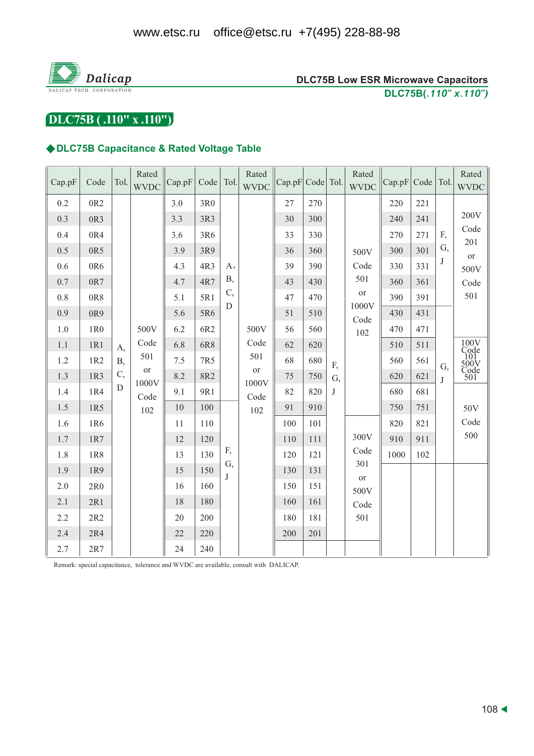# DLC75B ( .110" x .110")

## ◆DLC75B Capacitance & Rated Voltage Table

| Cap.pF | Code | Tol. | Rated WVDC | Cap.pF | Code | Tol. | Rated WVDC | Cap.pF | Code | Tol. | Rated WVDC | Cap.pF | Code | Tol. | Rated WVDC |
|---|---|---|---|---|---|---|---|---|---|---|---|---|---|---|---|
| 0.2 | 0R2 | A, B, C, D | 500V Code 501 or 1000V Code 102 | 3.0 | 3R0 | A, B, C, D | 500V Code 501 or 1000V Code 102 | 27 | 270 | F, G, J | 500V Code 501 or 1000V Code 102 | 220 | 221 | F, G, J | 200V Code 201 or 500V Code 501 |
| 0.3 | 0R3 | | | 3.3 | 3R3 | | | 30 | 300 | | | 240 | 241 | | |
| 0.4 | 0R4 | | | 3.6 | 3R6 | | | 33 | 330 | | | 270 | 271 | | |
| 0.5 | 0R5 | | | 3.9 | 3R9 | | | 36 | 360 | | | 300 | 301 | | |
| 0.6 | 0R6 | | | 4.3 | 4R3 | | | 39 | 390 | | | 330 | 331 | | |
| 0.7 | 0R7 | | | 4.7 | 4R7 | | | 43 | 430 | | | 360 | 361 | | |
| 0.8 | 0R8 | | | 5.1 | 5R1 | | | 47 | 470 | | | 390 | 391 | | |
| 0.9 | 0R9 | | | 5.6 | 5R6 | | | 51 | 510 | | | 430 | 431 | G, J | |
| 1.0 | 1R0 | | | 6.2 | 6R2 | | | 56 | 560 | | | 470 | 471 | | |
| 1.1 | 1R1 | | | 6.8 | 6R8 | | | 62 | 620 | | | 510 | 511 | | 100V Code 101 500V Code 501 |
| 1.2 | 1R2 | | | 7.5 | 7R5 | | | 68 | 680 | | | 560 | 561 | | |
| 1.3 | 1R3 | | | 8.2 | 8R2 | | | 75 | 750 | | | 620 | 621 | | |
| 1.4 | 1R4 | | | 9.1 | 9R1 | | | 82 | 820 | | | 680 | 681 | | 50V Code 500 |
| 1.5 | 1R5 | | | 10 | 100 | F, G, J | | 91 | 910 | | | 750 | 751 | | |
| 1.6 | 1R6 | | | 11 | 110 | | | 100 | 101 | | 300V Code 301 or 500V Code 501 | 820 | 821 | | |
| 1.7 | 1R7 | | | 12 | 120 | | | 110 | 111 | | | 910 | 911 | | |
| 1.8 | 1R8 | | | 13 | 130 | | | 120 | 121 | | | 1000 | 102 | | |
| 1.9 | 1R9 | | | 15 | 150 | | | 130 | 131 | | | | | | |
| 2.0 | 2R0 | | | 16 | 160 | | | 150 | 151 | | | | | | |
| 2.1 | 2R1 | | | 18 | 180 | | | 160 | 161 | | | | | | |
| 2.2 | 2R2 | | | 20 | 200 | | | 180 | 181 | | | | | | |
| 2.4 | 2R4 | | | 22 | 220 | | | 200 | 201 | | | | | | |
| 2.7 | 2R7 | | | 24 | 240 | | | | | | | | | | |

Remark: special capacitance, tolerance and WVDC are available, consult with DALICAP.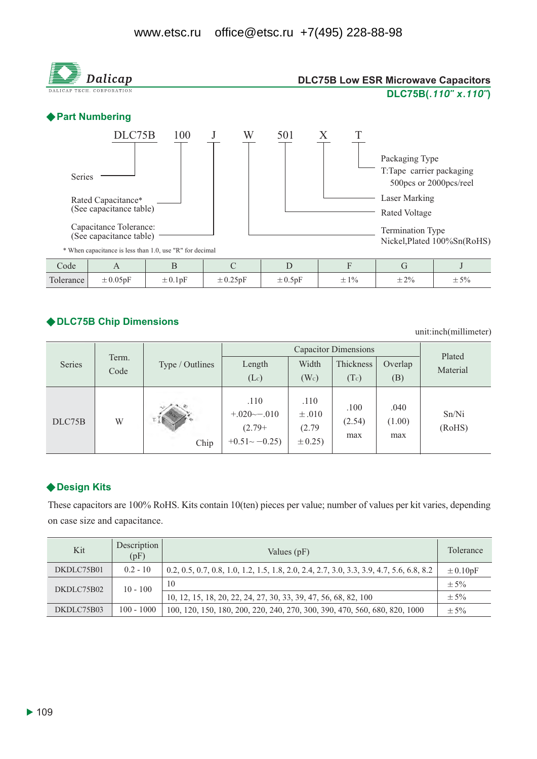www.etsc.ru office@etsc.ru +7(495) 228-88-98

# DLC75B Low ESR Microwave Capacitors

**DLC75B(*.110" x.110"*)**

## ◆Part Numbering

DLC75B 100 J W 501 X T

- DLC75B — Series
- 100 — Rated Capacitance* (See capacitance table)
- J — Capacitance Tolerance: (See capacitance table)
- W — Termination Type: Nickel,Plated 100%Sn(RoHS)
- 501 — Rated Voltage
- X — Laser Marking
- T — Packaging Type: T:Tape carrier packaging, 500pcs or 2000pcs/reel

* When capacitance is less than 1.0, use "R" for decimal

| Code | A | B | C | D | F | G | J |
|---|---|---|---|---|---|---|---|
| Tolerance | ±0.05pF | ±0.1pF | ±0.25pF | ±0.5pF | ±1% | ±2% | ±5% |

## ◆DLC75B Chip Dimensions

unit:inch(millimeter)

| Series | Term. Code | Type / Outlines | Capacitor Dimensions | | | | Plated Material |
|---|---|---|---|---|---|---|---|
| | | | Length ($L_c$) | Width ($W_c$) | Thickness ($T_c$) | Overlap (B) | |
| DLC75B | W | Chip | .110 +.020~−.010 (2.79+ +0.51~ −0.25) | .110 ±.010 (2.79 ±0.25) | .100 (2.54) max | .040 (1.00) max | Sn/Ni (RoHS) |

## ◆Design Kits

These capacitors are 100% RoHS. Kits contain 10(ten) pieces per value; number of values per kit varies, depending on case size and capacitance.

| Kit | Description (pF) | Values (pF) | Tolerance |
|---|---|---|---|
| DKDLC75B01 | 0.2 - 10 | 0.2, 0.5, 0.7, 0.8, 1.0, 1.2, 1.5, 1.8, 2.0, 2.4, 2.7, 3.0, 3.3, 3.9, 4.7, 5.6, 6.8, 8.2 | ±0.10pF |
| DKDLC75B02 | 10 - 100 | 10 | ±5% |
| | | 10, 12, 15, 18, 20, 22, 24, 27, 30, 33, 39, 47, 56, 68, 82, 100 | ±5% |
| DKDLC75B03 | 100 - 1000 | 100, 120, 150, 180, 200, 220, 240, 270, 300, 390, 470, 560, 680, 820, 1000 | ±5% |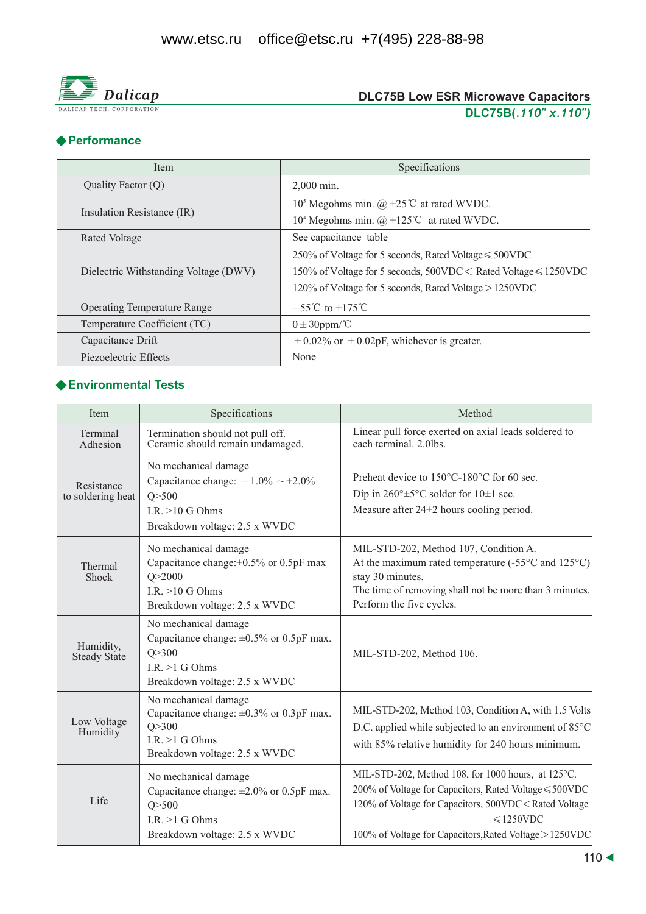## Performance

| Item | Specifications |
|---|---|
| Quality Factor (Q) | 2,000 min. |
| Insulation Resistance (IR) | $10^5$ Megohms min. @ +25℃ at rated WVDC.<br>$10^4$ Megohms min. @ +125℃ at rated WVDC. |
| Rated Voltage | See capacitance table |
| Dielectric Withstanding Voltage (DWV) | 250% of Voltage for 5 seconds, Rated Voltage≤500VDC<br>150% of Voltage for 5 seconds, 500VDC< Rated Voltage≤1250VDC<br>120% of Voltage for 5 seconds, Rated Voltage>1250VDC |
| Operating Temperature Range | −55℃ to +175℃ |
| Temperature Coefficient (TC) | 0±30ppm/℃ |
| Capacitance Drift | ±0.02% or ±0.02pF, whichever is greater. |
| Piezoelectric Effects | None |

## Environmental Tests

| Item | Specifications | Method |
|---|---|---|
| Terminal Adhesion | Termination should not pull off.<br>Ceramic should remain undamaged. | Linear pull force exerted on axial leads soldered to each terminal. 2.0lbs. |
| Resistance to soldering heat | No mechanical damage<br>Capacitance change: −1.0% ~+2.0%<br>Q>500<br>I.R. >10 G Ohms<br>Breakdown voltage: 2.5 x WVDC | Preheat device to 150°C-180°C for 60 sec.<br>Dip in 260°±5°C solder for 10±1 sec.<br>Measure after 24±2 hours cooling period. |
| Thermal Shock | No mechanical damage<br>Capacitance change:±0.5% or 0.5pF max<br>Q>2000<br>I.R. >10 G Ohms<br>Breakdown voltage: 2.5 x WVDC | MIL-STD-202, Method 107, Condition A.<br>At the maximum rated temperature (-55°C and 125°C) stay 30 minutes.<br>The time of removing shall not be more than 3 minutes.<br>Perform the five cycles. |
| Humidity, Steady State | No mechanical damage<br>Capacitance change: ±0.5% or 0.5pF max.<br>Q>300<br>I.R. >1 G Ohms<br>Breakdown voltage: 2.5 x WVDC | MIL-STD-202, Method 106. |
| Low Voltage Humidity | No mechanical damage<br>Capacitance change: ±0.3% or 0.3pF max.<br>Q>300<br>I.R. >1 G Ohms<br>Breakdown voltage: 2.5 x WVDC | MIL-STD-202, Method 103, Condition A, with 1.5 Volts D.C. applied while subjected to an environment of 85°C with 85% relative humidity for 240 hours minimum. |
| Life | No mechanical damage<br>Capacitance change: ±2.0% or 0.5pF max.<br>Q>500<br>I.R. >1 G Ohms<br>Breakdown voltage: 2.5 x WVDC | MIL-STD-202, Method 108, for 1000 hours, at 125°C.<br>200% of Voltage for Capacitors, Rated Voltage≤500VDC<br>120% of Voltage for Capacitors, 500VDC<Rated Voltage ≤1250VDC<br>100% of Voltage for Capacitors,Rated Voltage>1250VDC |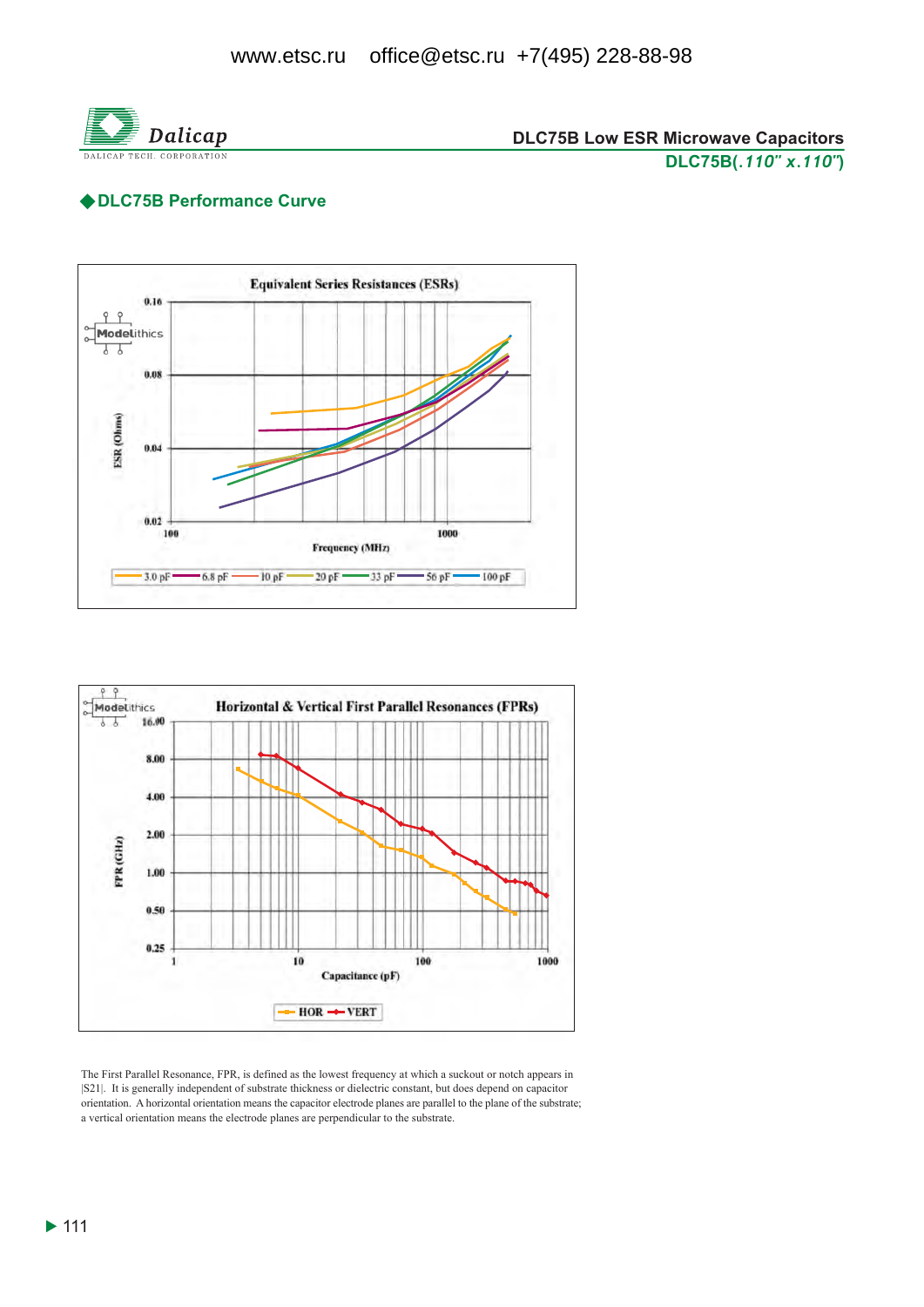## ◆DLC75B Performance Curve

**Equivalent Series Resistances (ESRs)**

ESR (Ohms): 0.16, 0.08, 0.04, 0.02

Frequency (MHz): 100, 1000

3.0 pF, 6.8 pF, 10 pF, 20 pF, 33 pF, 56 pF, 100 pF

**Horizontal & Vertical First Parallel Resonances (FPRs)**

FPR (GHz): 16.00, 8.00, 4.00, 2.00, 1.00, 0.50, 0.25

Capacitance (pF): 1, 10, 100, 1000

HOR, VERT

The First Parallel Resonance, FPR, is defined as the lowest frequency at which a suckout or notch appears in |S21|. It is generally independent of substrate thickness or dielectric constant, but does depend on capacitor orientation. A horizontal orientation means the capacitor electrode planes are parallel to the plane of the substrate; a vertical orientation means the electrode planes are perpendicular to the substrate.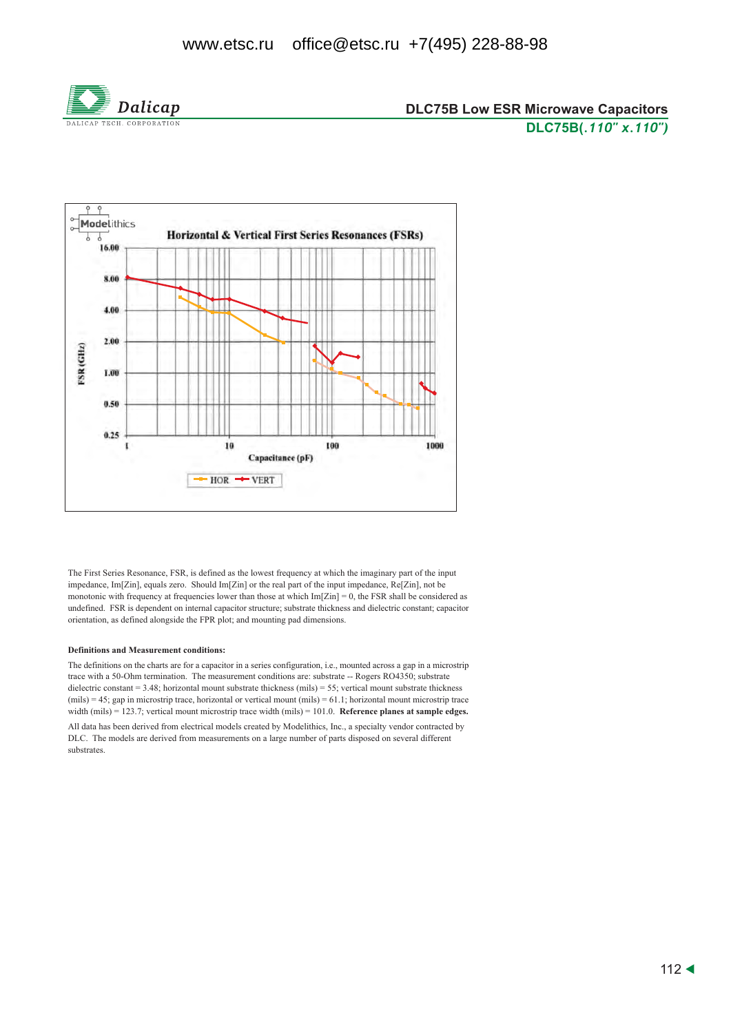Modelithics

Horizontal & Vertical First Series Resonances (FSRs)

FSR (GHz)

16.00
8.00
4.00
2.00
1.00
0.50
0.25

1
10
100
1000

Capacitance (pF)

HOR VERT

The First Series Resonance, FSR, is defined as the lowest frequency at which the imaginary part of the input impedance, Im[Zin], equals zero. Should Im[Zin] or the real part of the input impedance, Re[Zin], not be monotonic with frequency at frequencies lower than those at which Im[Zin] = 0, the FSR shall be considered as undefined. FSR is dependent on internal capacitor structure; substrate thickness and dielectric constant; capacitor orientation, as defined alongside the FPR plot; and mounting pad dimensions.

**Definitions and Measurement conditions:**

The definitions on the charts are for a capacitor in a series configuration, i.e., mounted across a gap in a microstrip trace with a 50-Ohm termination. The measurement conditions are: substrate -- Rogers RO4350; substrate dielectric constant = 3.48; horizontal mount substrate thickness (mils) = 55; vertical mount substrate thickness (mils) = 45; gap in microstrip trace, horizontal or vertical mount (mils) = 61.1; horizontal mount microstrip trace width (mils) = 123.7; vertical mount microstrip trace width (mils) = 101.0. **Reference planes at sample edges.**

All data has been derived from electrical models created by Modelithics, Inc., a specialty vendor contracted by DLC. The models are derived from measurements on a large number of parts disposed on several different substrates.